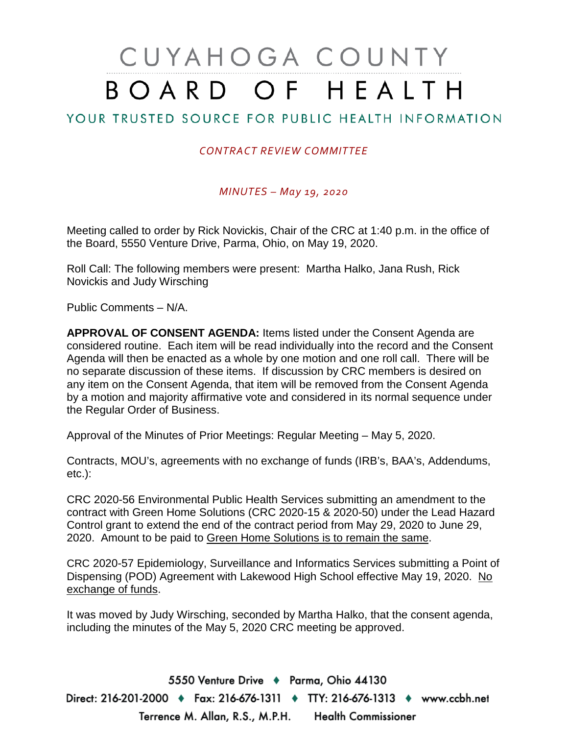# CUYAHOGA COUNTY BOARD OF HEALTH

## YOUR TRUSTED SOURCE FOR PUBLIC HEALTH INFORMATION

*CONTRACT REVIEW COMMITTEE*

*MINUTES – May 19, 2020*

Meeting called to order by Rick Novickis, Chair of the CRC at 1:40 p.m. in the office of the Board, 5550 Venture Drive, Parma, Ohio, on May 19, 2020.

Roll Call: The following members were present: Martha Halko, Jana Rush, Rick Novickis and Judy Wirsching

Public Comments – N/A.

**APPROVAL OF CONSENT AGENDA:** Items listed under the Consent Agenda are considered routine. Each item will be read individually into the record and the Consent Agenda will then be enacted as a whole by one motion and one roll call. There will be no separate discussion of these items. If discussion by CRC members is desired on any item on the Consent Agenda, that item will be removed from the Consent Agenda by a motion and majority affirmative vote and considered in its normal sequence under the Regular Order of Business.

Approval of the Minutes of Prior Meetings: Regular Meeting – May 5, 2020.

Contracts, MOU's, agreements with no exchange of funds (IRB's, BAA's, Addendums, etc.):

CRC 2020-56 Environmental Public Health Services submitting an amendment to the contract with Green Home Solutions (CRC 2020-15 & 2020-50) under the Lead Hazard Control grant to extend the end of the contract period from May 29, 2020 to June 29, 2020. Amount to be paid to Green Home Solutions is to remain the same.

CRC 2020-57 Epidemiology, Surveillance and Informatics Services submitting a Point of Dispensing (POD) Agreement with Lakewood High School effective May 19, 2020. No exchange of funds.

It was moved by Judy Wirsching, seconded by Martha Halko, that the consent agenda, including the minutes of the May 5, 2020 CRC meeting be approved.

5550 Venture Drive ♦ Parma, Ohio 44130
Direct: 216-201-2000 ♦ Fax: 216-676-1311 ♦ TTY: 216-676-1313 ♦ www.ccbh.net
Terrence M. Allan, R.S., M.P.H. Health Commissioner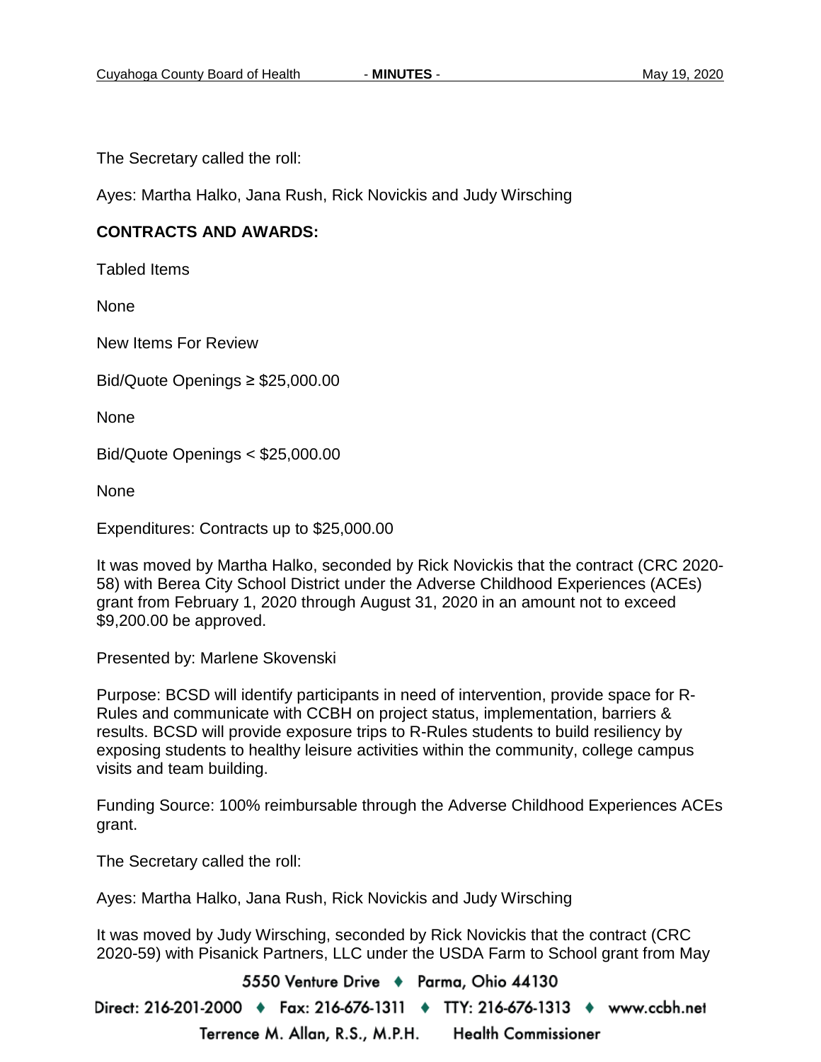The Secretary called the roll:

Ayes: Martha Halko, Jana Rush, Rick Novickis and Judy Wirsching

**CONTRACTS AND AWARDS:**

Tabled Items

None

New Items For Review

Bid/Quote Openings ≥ $25,000.00

None

Bid/Quote Openings < $25,000.00

None

Expenditures: Contracts up to $25,000.00

It was moved by Martha Halko, seconded by Rick Novickis that the contract (CRC 2020-58) with Berea City School District under the Adverse Childhood Experiences (ACEs) grant from February 1, 2020 through August 31, 2020 in an amount not to exceed $9,200.00 be approved.

Presented by: Marlene Skovenski

Purpose: BCSD will identify participants in need of intervention, provide space for R-Rules and communicate with CCBH on project status, implementation, barriers & results. BCSD will provide exposure trips to R-Rules students to build resiliency by exposing students to healthy leisure activities within the community, college campus visits and team building.

Funding Source: 100% reimbursable through the Adverse Childhood Experiences ACEs grant.

The Secretary called the roll:

Ayes: Martha Halko, Jana Rush, Rick Novickis and Judy Wirsching

It was moved by Judy Wirsching, seconded by Rick Novickis that the contract (CRC 2020-59) with Pisanick Partners, LLC under the USDA Farm to School grant from May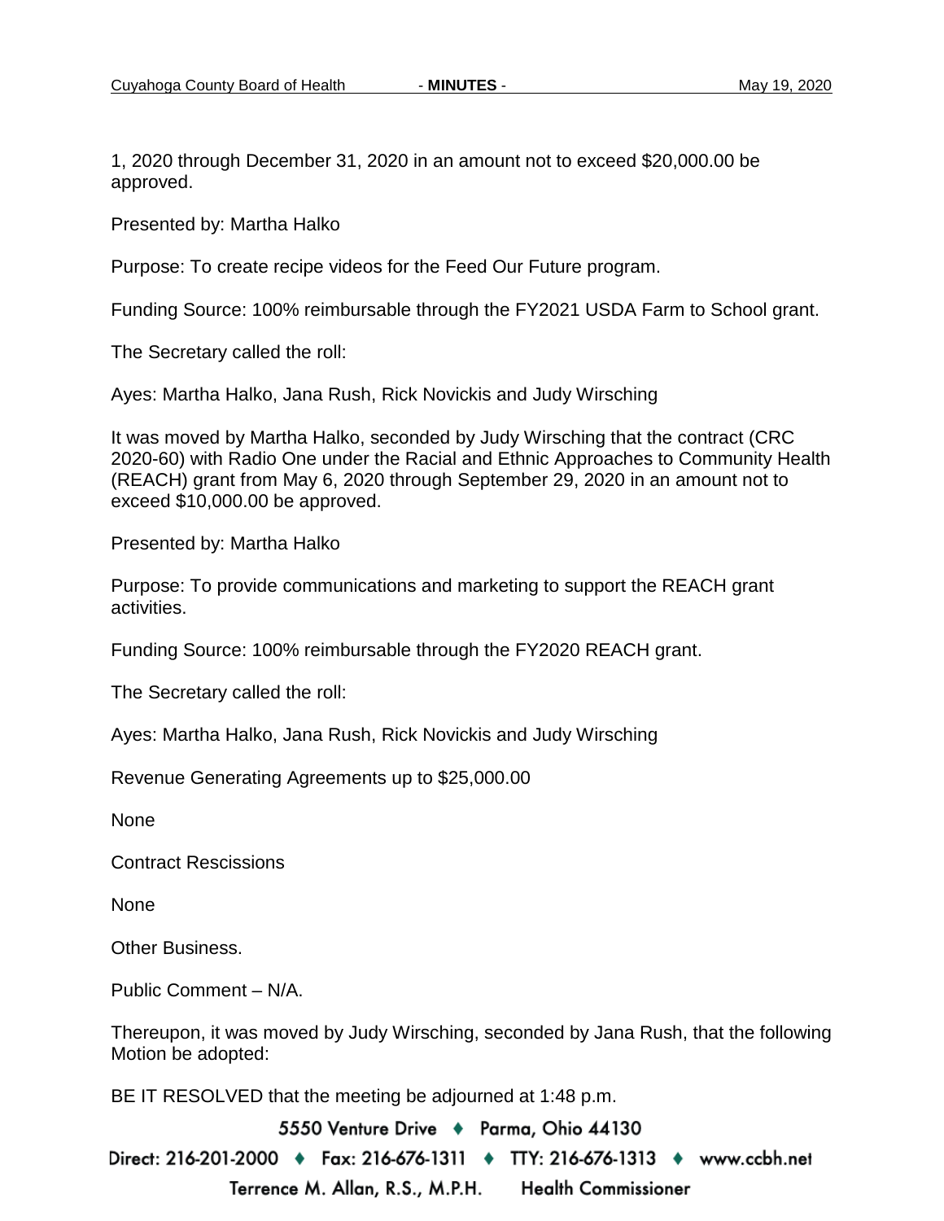1, 2020 through December 31, 2020 in an amount not to exceed $20,000.00 be approved.

Presented by: Martha Halko

Purpose: To create recipe videos for the Feed Our Future program.

Funding Source: 100% reimbursable through the FY2021 USDA Farm to School grant.

The Secretary called the roll:

Ayes: Martha Halko, Jana Rush, Rick Novickis and Judy Wirsching

It was moved by Martha Halko, seconded by Judy Wirsching that the contract (CRC 2020-60) with Radio One under the Racial and Ethnic Approaches to Community Health (REACH) grant from May 6, 2020 through September 29, 2020 in an amount not to exceed $10,000.00 be approved.

Presented by: Martha Halko

Purpose: To provide communications and marketing to support the REACH grant activities.

Funding Source: 100% reimbursable through the FY2020 REACH grant.

The Secretary called the roll:

Ayes: Martha Halko, Jana Rush, Rick Novickis and Judy Wirsching

Revenue Generating Agreements up to $25,000.00

None

Contract Rescissions

None

Other Business.

Public Comment – N/A.

Thereupon, it was moved by Judy Wirsching, seconded by Jana Rush, that the following Motion be adopted:

BE IT RESOLVED that the meeting be adjourned at 1:48 p.m.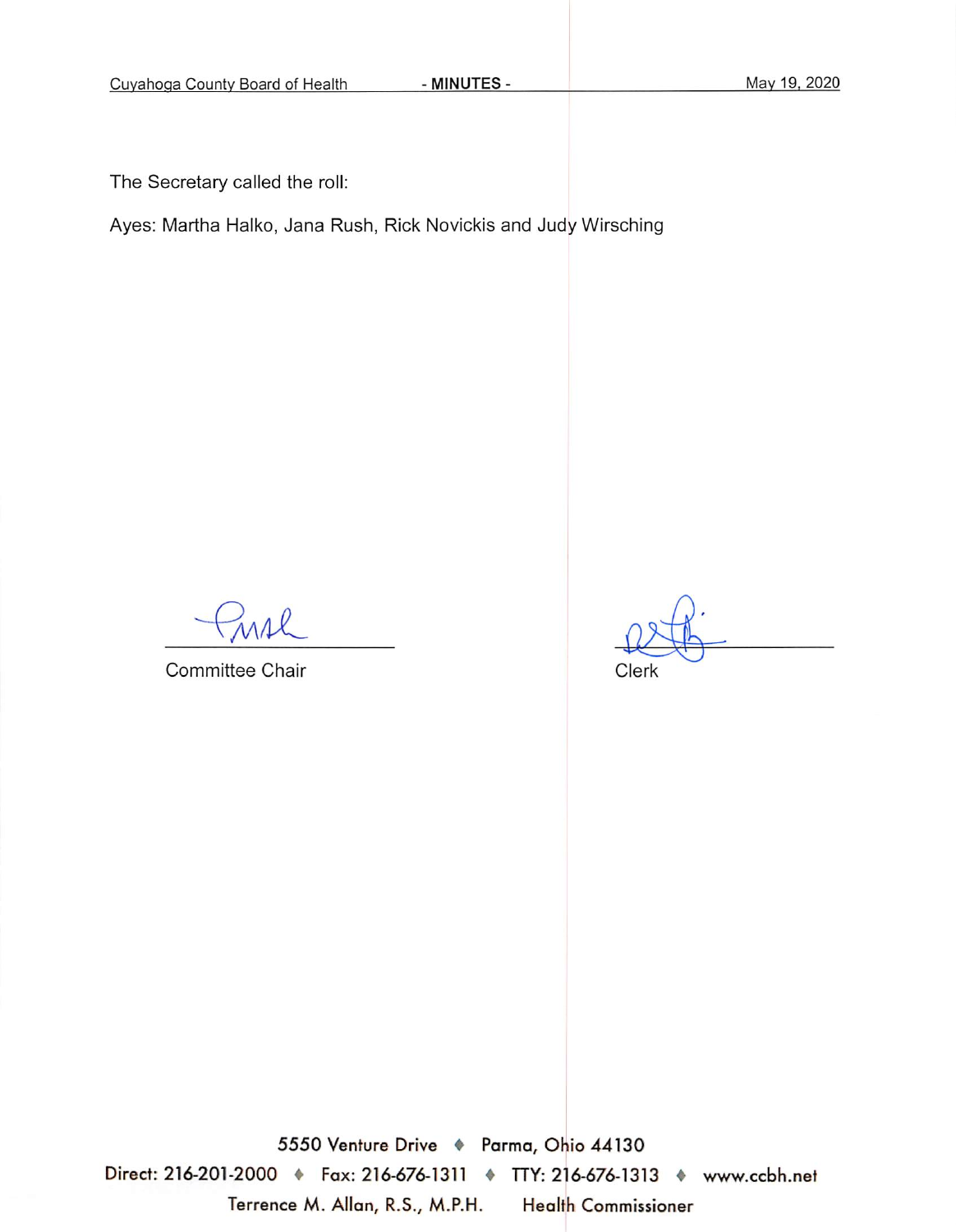The Secretary called the roll:

Ayes: Martha Halko, Jana Rush, Rick Novickis and Judy Wirsching

Committee Chair

Clerk